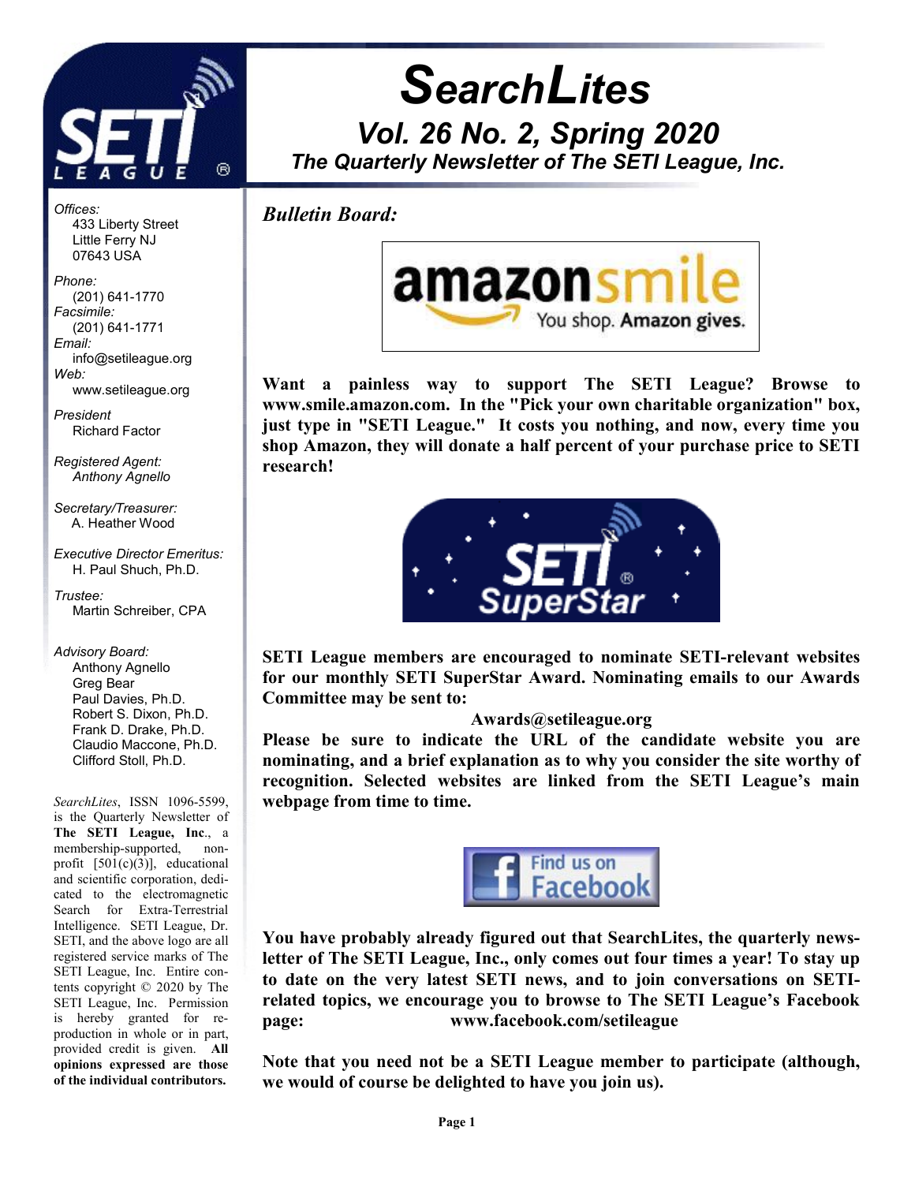# SearchLites

## Vol. 26 No. 2, Spring 2020

### The Quarterly Newsletter of The SETI League, Inc.

*Offices:*
433 Liberty Street
Little Ferry NJ
07643 USA

*Phone:*
(201) 641-1770
*Facsimile:*
(201) 641-1771
*Email:*
info@setileague.org
*Web:*
www.setileague.org

*President*
Richard Factor

*Registered Agent:*
*Anthony Agnello*

*Secretary/Treasurer:*
A. Heather Wood

*Executive Director Emeritus:*
H. Paul Shuch, Ph.D.

*Trustee:*
Martin Schreiber, CPA

*Advisory Board:*
Anthony Agnello
Greg Bear
Paul Davies, Ph.D.
Robert S. Dixon, Ph.D.
Frank D. Drake, Ph.D.
Claudio Maccone, Ph.D.
Clifford Stoll, Ph.D.

*SearchLites*, ISSN 1096-5599, is the Quarterly Newsletter of **The SETI League, Inc**., a membership-supported, non-profit [501(c)(3)], educational and scientific corporation, dedicated to the electromagnetic Search for Extra-Terrestrial Intelligence. SETI League, Dr. SETI, and the above logo are all registered service marks of The SETI League, Inc. Entire contents copyright © 2020 by The SETI League, Inc. Permission is hereby granted for reproduction in whole or in part, provided credit is given. **All opinions expressed are those of the individual contributors.**

*Bulletin Board:*

**Want a painless way to support The SETI League? Browse to www.smile.amazon.com. In the "Pick your own charitable organization" box, just type in "SETI League." It costs you nothing, and now, every time you shop Amazon, they will donate a half percent of your purchase price to SETI research!**

**SETI League members are encouraged to nominate SETI-relevant websites for our monthly SETI SuperStar Award. Nominating emails to our Awards Committee may be sent to:**

**Awards@setileague.org**

**Please be sure to indicate the URL of the candidate website you are nominating, and a brief explanation as to why you consider the site worthy of recognition. Selected websites are linked from the SETI League's main webpage from time to time.**

**You have probably already figured out that SearchLites, the quarterly newsletter of The SETI League, Inc., only comes out four times a year! To stay up to date on the very latest SETI news, and to join conversations on SETI-related topics, we encourage you to browse to The SETI League's Facebook page: www.facebook.com/setileague**

**Note that you need not be a SETI League member to participate (although, we would of course be delighted to have you join us).**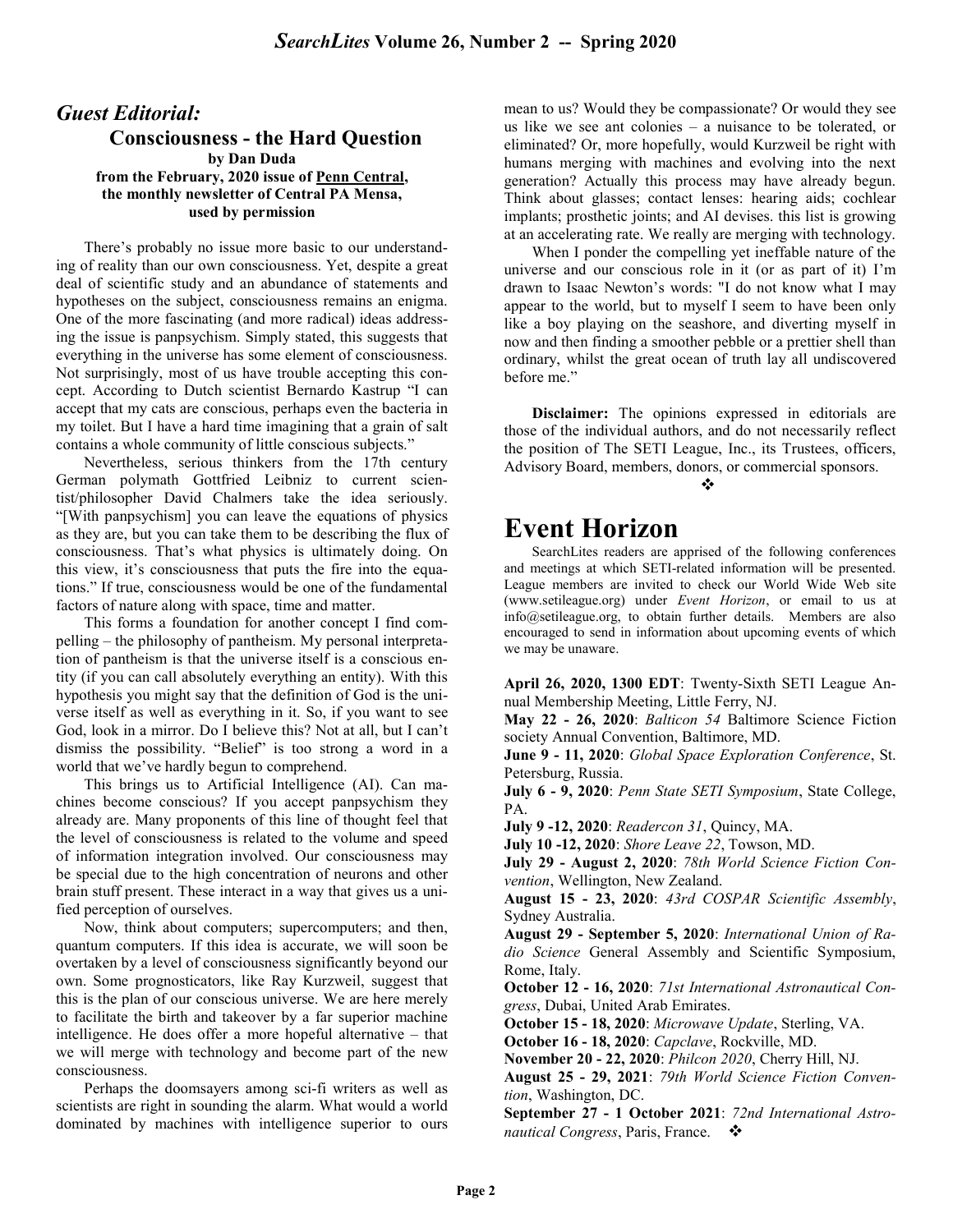## *Guest Editorial:*

### Consciousness - the Hard Question

**by Dan Duda**
**from the February, 2020 issue of Penn Central, the monthly newsletter of Central PA Mensa, used by permission**

There's probably no issue more basic to our understanding of reality than our own consciousness. Yet, despite a great deal of scientific study and an abundance of statements and hypotheses on the subject, consciousness remains an enigma. One of the more fascinating (and more radical) ideas addressing the issue is panpsychism. Simply stated, this suggests that everything in the universe has some element of consciousness. Not surprisingly, most of us have trouble accepting this concept. According to Dutch scientist Bernardo Kastrup "I can accept that my cats are conscious, perhaps even the bacteria in my toilet. But I have a hard time imagining that a grain of salt contains a whole community of little conscious subjects."

Nevertheless, serious thinkers from the 17th century German polymath Gottfried Leibniz to current scientist/philosopher David Chalmers take the idea seriously. "[With panpsychism] you can leave the equations of physics as they are, but you can take them to be describing the flux of consciousness. That's what physics is ultimately doing. On this view, it's consciousness that puts the fire into the equations." If true, consciousness would be one of the fundamental factors of nature along with space, time and matter.

This forms a foundation for another concept I find compelling – the philosophy of pantheism. My personal interpretation of pantheism is that the universe itself is a conscious entity (if you can call absolutely everything an entity). With this hypothesis you might say that the definition of God is the universe itself as well as everything in it. So, if you want to see God, look in a mirror. Do I believe this? Not at all, but I can't dismiss the possibility. "Belief" is too strong a word in a world that we've hardly begun to comprehend.

This brings us to Artificial Intelligence (AI). Can machines become conscious? If you accept panpsychism they already are. Many proponents of this line of thought feel that the level of consciousness is related to the volume and speed of information integration involved. Our consciousness may be special due to the high concentration of neurons and other brain stuff present. These interact in a way that gives us a unified perception of ourselves.

Now, think about computers; supercomputers; and then, quantum computers. If this idea is accurate, we will soon be overtaken by a level of consciousness significantly beyond our own. Some prognosticators, like Ray Kurzweil, suggest that this is the plan of our conscious universe. We are here merely to facilitate the birth and takeover by a far superior machine intelligence. He does offer a more hopeful alternative – that we will merge with technology and become part of the new consciousness.

Perhaps the doomsayers among sci-fi writers as well as scientists are right in sounding the alarm. What would a world dominated by machines with intelligence superior to ours mean to us? Would they be compassionate? Or would they see us like we see ant colonies – a nuisance to be tolerated, or eliminated? Or, more hopefully, would Kurzweil be right with humans merging with machines and evolving into the next generation? Actually this process may have already begun. Think about glasses; contact lenses: hearing aids; cochlear implants; prosthetic joints; and AI devises. this list is growing at an accelerating rate. We really are merging with technology.

When I ponder the compelling yet ineffable nature of the universe and our conscious role in it (or as part of it) I'm drawn to Isaac Newton's words: "I do not know what I may appear to the world, but to myself I seem to have been only like a boy playing on the seashore, and diverting myself in now and then finding a smoother pebble or a prettier shell than ordinary, whilst the great ocean of truth lay all undiscovered before me."

**Disclaimer:** The opinions expressed in editorials are those of the individual authors, and do not necessarily reflect the position of The SETI League, Inc., its Trustees, officers, Advisory Board, members, donors, or commercial sponsors. ❖

# Event Horizon

SearchLites readers are apprised of the following conferences and meetings at which SETI-related information will be presented. League members are invited to check our World Wide Web site (www.setileague.org) under *Event Horizon*, or email to us at info@setileague.org, to obtain further details. Members are also encouraged to send in information about upcoming events of which we may be unaware.

**April 26, 2020, 1300 EDT**: Twenty-Sixth SETI League Annual Membership Meeting, Little Ferry, NJ.

**May 22 - 26, 2020**: *Balticon 54* Baltimore Science Fiction society Annual Convention, Baltimore, MD.

**June 9 - 11, 2020**: *Global Space Exploration Conference*, St. Petersburg, Russia.

**July 6 - 9, 2020**: *Penn State SETI Symposium*, State College, PA.

**July 9 -12, 2020**: *Readercon 31*, Quincy, MA.

**July 10 -12, 2020**: *Shore Leave 22*, Towson, MD.

**July 29 - August 2, 2020**: *78th World Science Fiction Convention*, Wellington, New Zealand.

**August 15 - 23, 2020**: *43rd COSPAR Scientific Assembly*, Sydney Australia.

**August 29 - September 5, 2020**: *International Union of Radio Science* General Assembly and Scientific Symposium, Rome, Italy.

**October 12 - 16, 2020**: *71st International Astronautical Congress*, Dubai, United Arab Emirates.

**October 15 - 18, 2020**: *Microwave Update*, Sterling, VA.

**October 16 - 18, 2020**: *Capclave*, Rockville, MD.

**November 20 - 22, 2020**: *Philcon 2020*, Cherry Hill, NJ.

**August 25 - 29, 2021**: *79th World Science Fiction Convention*, Washington, DC.

**September 27 - 1 October 2021**: *72nd International Astronautical Congress*, Paris, France. ❖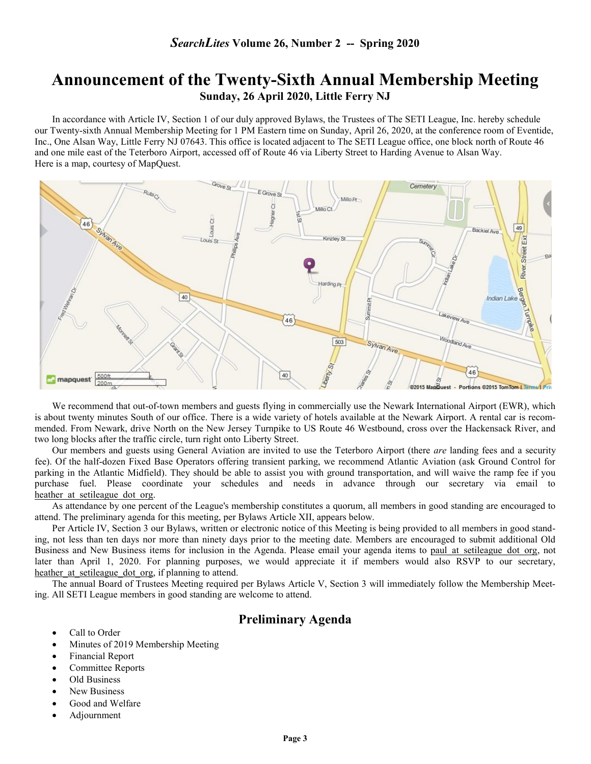# Announcement of the Twenty-Sixth Annual Membership Meeting

**Sunday, 26 April 2020, Little Ferry NJ**

In accordance with Article IV, Section 1 of our duly approved Bylaws, the Trustees of The SETI League, Inc. hereby schedule our Twenty-sixth Annual Membership Meeting for 1 PM Eastern time on Sunday, April 26, 2020, at the conference room of Eventide, Inc., One Alsan Way, Little Ferry NJ 07643. This office is located adjacent to The SETI League office, one block north of Route 46 and one mile east of the Teterboro Airport, accessed off of Route 46 via Liberty Street to Harding Avenue to Alsan Way. Here is a map, courtesy of MapQuest.

We recommend that out-of-town members and guests flying in commercially use the Newark International Airport (EWR), which is about twenty minutes South of our office. There is a wide variety of hotels available at the Newark Airport. A rental car is recommended. From Newark, drive North on the New Jersey Turnpike to US Route 46 Westbound, cross over the Hackensack River, and two long blocks after the traffic circle, turn right onto Liberty Street.

Our members and guests using General Aviation are invited to use the Teterboro Airport (there *are* landing fees and a security fee). Of the half-dozen Fixed Base Operators offering transient parking, we recommend Atlantic Aviation (ask Ground Control for parking in the Atlantic Midfield). They should be able to assist you with ground transportation, and will waive the ramp fee if you purchase fuel. Please coordinate your schedules and needs in advance through our secretary via email to heather_at_setileague_dot_org.

As attendance by one percent of the League's membership constitutes a quorum, all members in good standing are encouraged to attend. The preliminary agenda for this meeting, per Bylaws Article XII, appears below.

Per Article IV, Section 3 our Bylaws, written or electronic notice of this Meeting is being provided to all members in good standing, not less than ten days nor more than ninety days prior to the meeting date. Members are encouraged to submit additional Old Business and New Business items for inclusion in the Agenda. Please email your agenda items to paul_at_setileague_dot_org, not later than April 1, 2020. For planning purposes, we would appreciate it if members would also RSVP to our secretary, heather_at_setileague_dot_org, if planning to attend.

The annual Board of Trustees Meeting required per Bylaws Article V, Section 3 will immediately follow the Membership Meeting. All SETI League members in good standing are welcome to attend.

## Preliminary Agenda

- Call to Order
- Minutes of 2019 Membership Meeting
- Financial Report
- Committee Reports
- Old Business
- New Business
- Good and Welfare
- Adjournment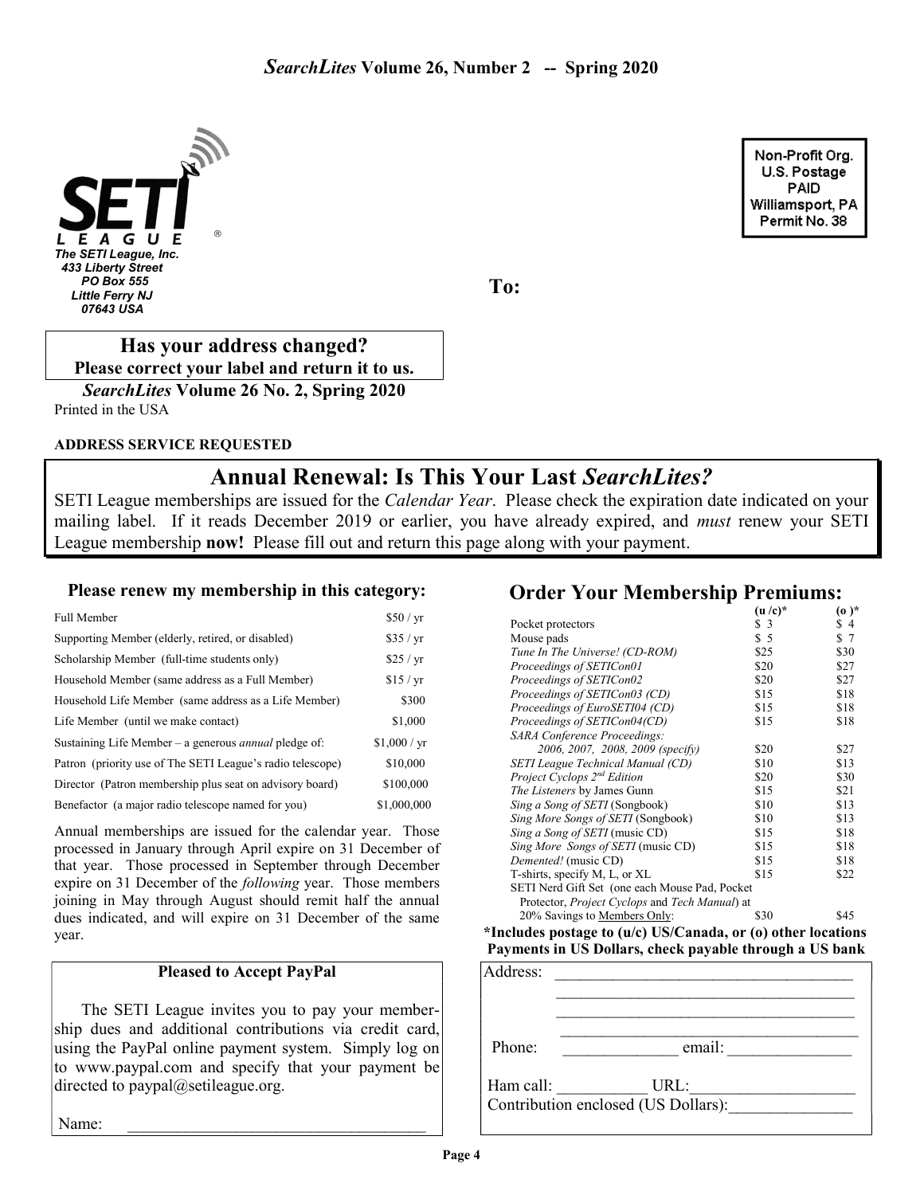**SETI LEAGUE**®

*The SETI League, Inc.*
*433 Liberty Street*
*PO Box 555*
*Little Ferry NJ*
*07643 USA*

**To:**

Non-Profit Org.
U.S. Postage
PAID
Williamsport, PA
Permit No. 38

**Has your address changed?**
**Please correct your label and return it to us.**

***SearchLites* Volume 26 No. 2, Spring 2020**
Printed in the USA

**ADDRESS SERVICE REQUESTED**

## Annual Renewal: Is This Your Last *SearchLites?*

SETI League memberships are issued for the *Calendar Year*. Please check the expiration date indicated on your mailing label. If it reads December 2019 or earlier, you have already expired, and *must* renew your SETI League membership **now!** Please fill out and return this page along with your payment.

### Please renew my membership in this category:

| | |
|---|---|
| Full Member | $50 / yr |
| Supporting Member (elderly, retired, or disabled) | $35 / yr |
| Scholarship Member (full-time students only) | $25 / yr |
| Household Member (same address as a Full Member) | $15 / yr |
| Household Life Member (same address as a Life Member) | $300 |
| Life Member (until we make contact) | $1,000 |
| Sustaining Life Member – a generous *annual* pledge of: | $1,000 / yr |
| Patron (priority use of The SETI League's radio telescope) | $10,000 |
| Director (Patron membership plus seat on advisory board) | $100,000 |
| Benefactor (a major radio telescope named for you) | $1,000,000 |

Annual memberships are issued for the calendar year. Those processed in January through April expire on 31 December of that year. Those processed in September through December expire on 31 December of the *following* year. Those members joining in May through August should remit half the annual dues indicated, and will expire on 31 December of the same year.

**Pleased to Accept PayPal**

The SETI League invites you to pay your membership dues and additional contributions via credit card, using the PayPal online payment system. Simply log on to www.paypal.com and specify that your payment be directed to paypal@setileague.org.

Name: ____________________________________

## Order Your Membership Premiums:

| | (u /c)* | (o )* |
|---|---|---|
| Pocket protectors | $ 3 | $ 4 |
| Mouse pads | $ 5 | $ 7 |
| *Tune In The Universe! (CD-ROM)* | $25 | $30 |
| *Proceedings of SETICon01* | $20 | $27 |
| *Proceedings of SETICon02* | $20 | $27 |
| *Proceedings of SETICon03 (CD)* | $15 | $18 |
| *Proceedings of EuroSETI04 (CD)* | $15 | $18 |
| *Proceedings of SETICon04(CD)* | $15 | $18 |
| *SARA Conference Proceedings: 2006, 2007, 2008, 2009 (specify)* | $20 | $27 |
| *SETI League Technical Manual (CD)* | $10 | $13 |
| *Project Cyclops 2nd Edition* | $20 | $30 |
| *The Listeners* by James Gunn | $15 | $21 |
| *Sing a Song of SETI* (Songbook) | $10 | $13 |
| *Sing More Songs of SETI* (Songbook) | $10 | $13 |
| *Sing a Song of SETI* (music CD) | $15 | $18 |
| *Sing More Songs of SETI* (music CD) | $15 | $18 |
| *Demented!* (music CD) | $15 | $18 |
| T-shirts, specify M, L, or XL | $15 | $22 |
| SETI Nerd Gift Set (one each Mouse Pad, Pocket Protector, *Project Cyclops* and *Tech Manual*) at 20% Savings to Members Only: | $30 | $45 |

**\*Includes postage to (u/c) US/Canada, or (o) other locations**
**Payments in US Dollars, check payable through a US bank**

Address: ______________________________________
______________________________________
______________________________________
______________________________________

Phone: ______________ email: ______________

Ham call: ___________ URL: ____________________

Contribution enclosed (US Dollars): _______________